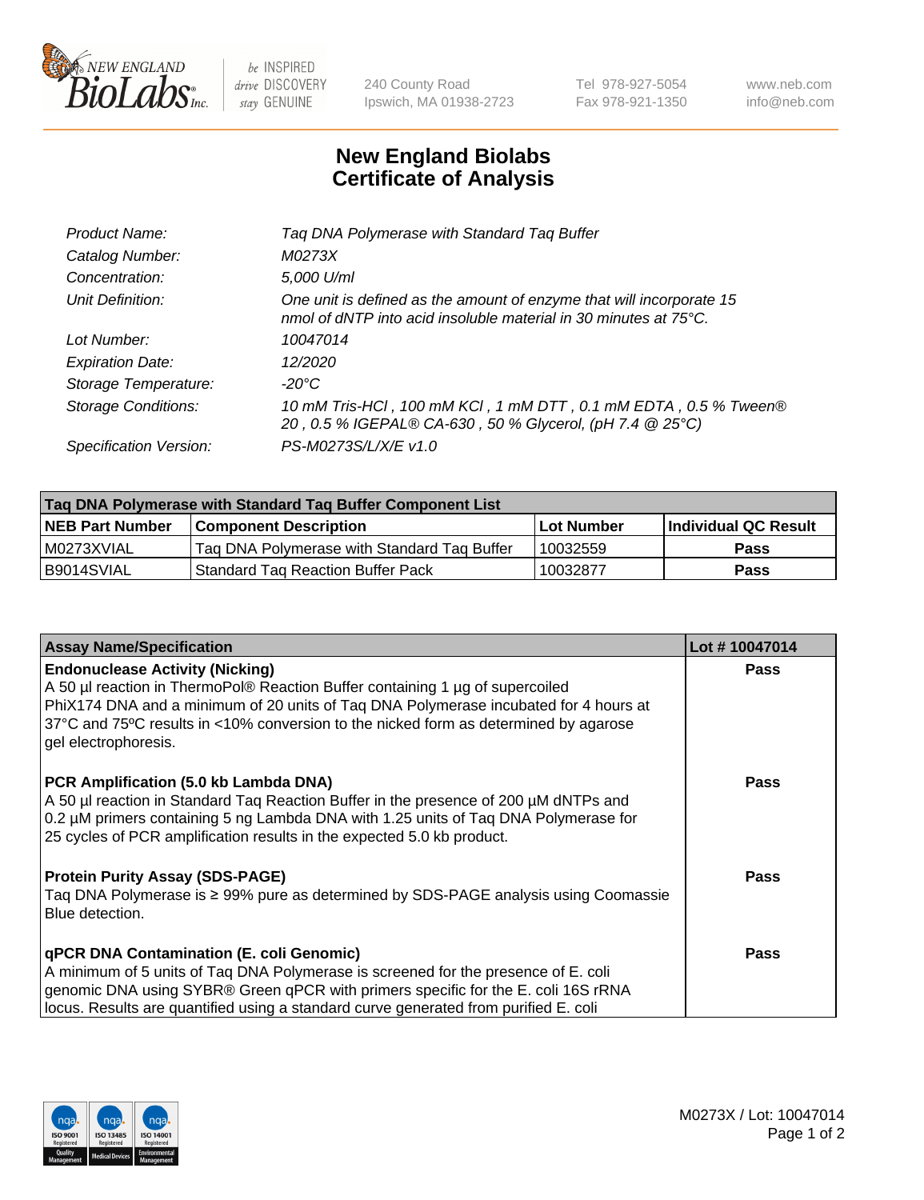# New England Biolabs Certificate of Analysis

| | |
|---|---|
| *Product Name:* | *Taq DNA Polymerase with Standard Taq Buffer* |
| *Catalog Number:* | *M0273X* |
| *Concentration:* | *5,000 U/ml* |
| *Unit Definition:* | *One unit is defined as the amount of enzyme that will incorporate 15 nmol of dNTP into acid insoluble material in 30 minutes at 75°C.* |
| *Lot Number:* | *10047014* |
| *Expiration Date:* | *12/2020* |
| *Storage Temperature:* | *-20°C* |
| *Storage Conditions:* | *10 mM Tris-HCl , 100 mM KCl , 1 mM DTT , 0.1 mM EDTA , 0.5 % Tween® 20 , 0.5 % IGEPAL® CA-630 , 50 % Glycerol, (pH 7.4 @ 25°C)* |
| *Specification Version:* | *PS-M0273S/L/X/E v1.0* |

| Taq DNA Polymerase with Standard Taq Buffer Component List | | | |
|---|---|---|---|
| **NEB Part Number** | **Component Description** | **Lot Number** | **Individual QC Result** |
| M0273XVIAL | Taq DNA Polymerase with Standard Taq Buffer | 10032559 | **Pass** |
| B9014SVIAL | Standard Taq Reaction Buffer Pack | 10032877 | **Pass** |

| Assay Name/Specification | Lot # 10047014 |
|---|---|
| **Endonuclease Activity (Nicking)**<br>A 50 µl reaction in ThermoPol® Reaction Buffer containing 1 µg of supercoiled PhiX174 DNA and a minimum of 20 units of Taq DNA Polymerase incubated for 4 hours at 37°C and 75ºC results in <10% conversion to the nicked form as determined by agarose gel electrophoresis. | **Pass** |
| **PCR Amplification (5.0 kb Lambda DNA)**<br>A 50 µl reaction in Standard Taq Reaction Buffer in the presence of 200 µM dNTPs and 0.2 µM primers containing 5 ng Lambda DNA with 1.25 units of Taq DNA Polymerase for 25 cycles of PCR amplification results in the expected 5.0 kb product. | **Pass** |
| **Protein Purity Assay (SDS-PAGE)**<br>Taq DNA Polymerase is ≥ 99% pure as determined by SDS-PAGE analysis using Coomassie Blue detection. | **Pass** |
| **qPCR DNA Contamination (E. coli Genomic)**<br>A minimum of 5 units of Taq DNA Polymerase is screened for the presence of E. coli genomic DNA using SYBR® Green qPCR with primers specific for the E. coli 16S rRNA locus. Results are quantified using a standard curve generated from purified E. coli | **Pass** |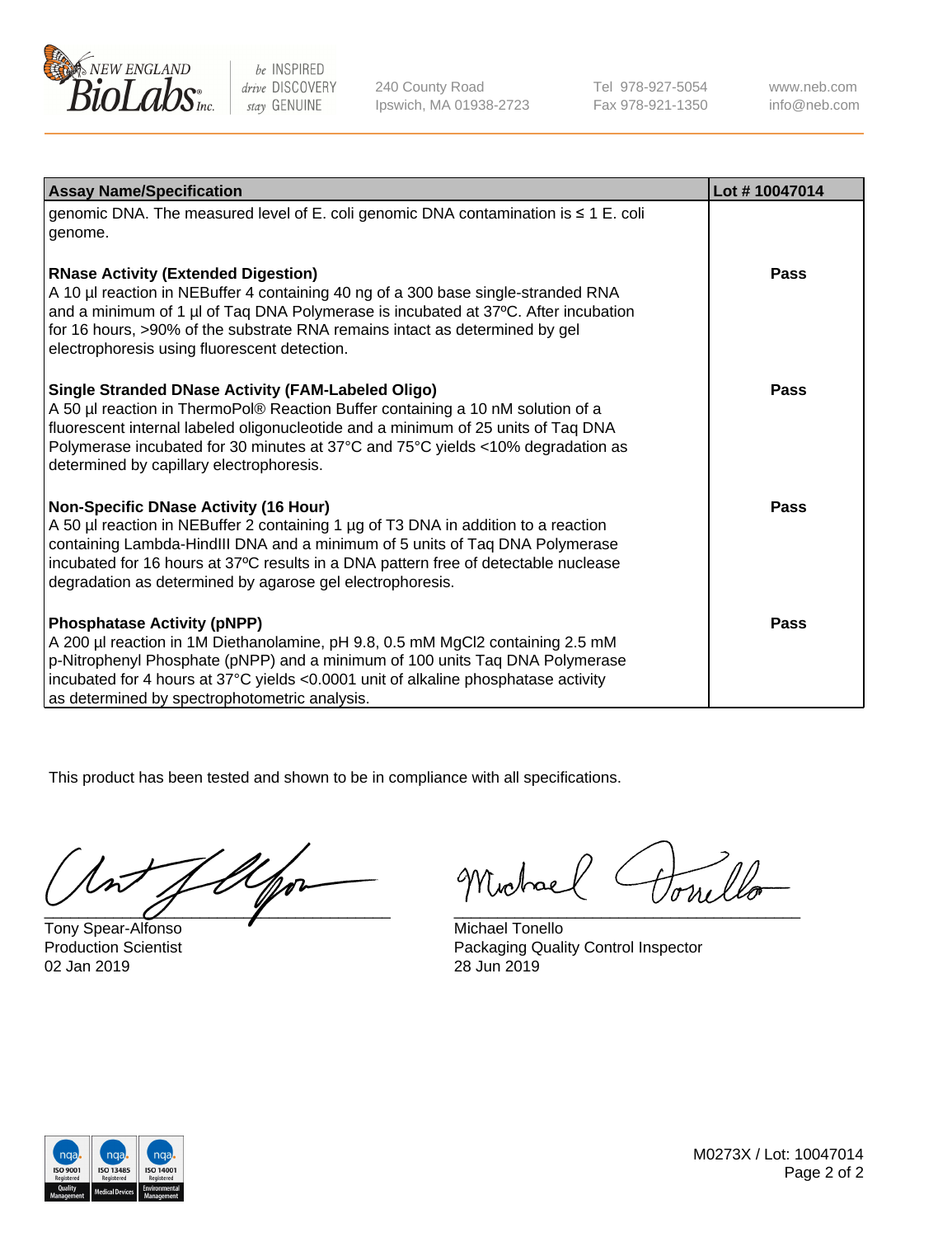| Assay Name/Specification | Lot # 10047014 |
| --- | --- |
| genomic DNA. The measured level of E. coli genomic DNA contamination is ≤ 1 E. coli genome. | |
| **RNase Activity (Extended Digestion)**<br>A 10 µl reaction in NEBuffer 4 containing 40 ng of a 300 base single-stranded RNA and a minimum of 1 µl of Taq DNA Polymerase is incubated at 37ºC. After incubation for 16 hours, >90% of the substrate RNA remains intact as determined by gel electrophoresis using fluorescent detection. | **Pass** |
| **Single Stranded DNase Activity (FAM-Labeled Oligo)**<br>A 50 µl reaction in ThermoPol® Reaction Buffer containing a 10 nM solution of a fluorescent internal labeled oligonucleotide and a minimum of 25 units of Taq DNA Polymerase incubated for 30 minutes at 37°C and 75°C yields <10% degradation as determined by capillary electrophoresis. | **Pass** |
| **Non-Specific DNase Activity (16 Hour)**<br>A 50 µl reaction in NEBuffer 2 containing 1 µg of T3 DNA in addition to a reaction containing Lambda-HindIII DNA and a minimum of 5 units of Taq DNA Polymerase incubated for 16 hours at 37ºC results in a DNA pattern free of detectable nuclease degradation as determined by agarose gel electrophoresis. | **Pass** |
| **Phosphatase Activity (pNPP)**<br>A 200 µl reaction in 1M Diethanolamine, pH 9.8, 0.5 mM $MgCl_2$ containing 2.5 mM p-Nitrophenyl Phosphate (pNPP) and a minimum of 100 units Taq DNA Polymerase incubated for 4 hours at 37°C yields <0.0001 unit of alkaline phosphatase activity as determined by spectrophotometric analysis. | **Pass** |

This product has been tested and shown to be in compliance with all specifications.

Tony Spear-Alfonso
Production Scientist
02 Jan 2019

Michael Tonello
Packaging Quality Control Inspector
28 Jun 2019

M0273X / Lot: 10047014